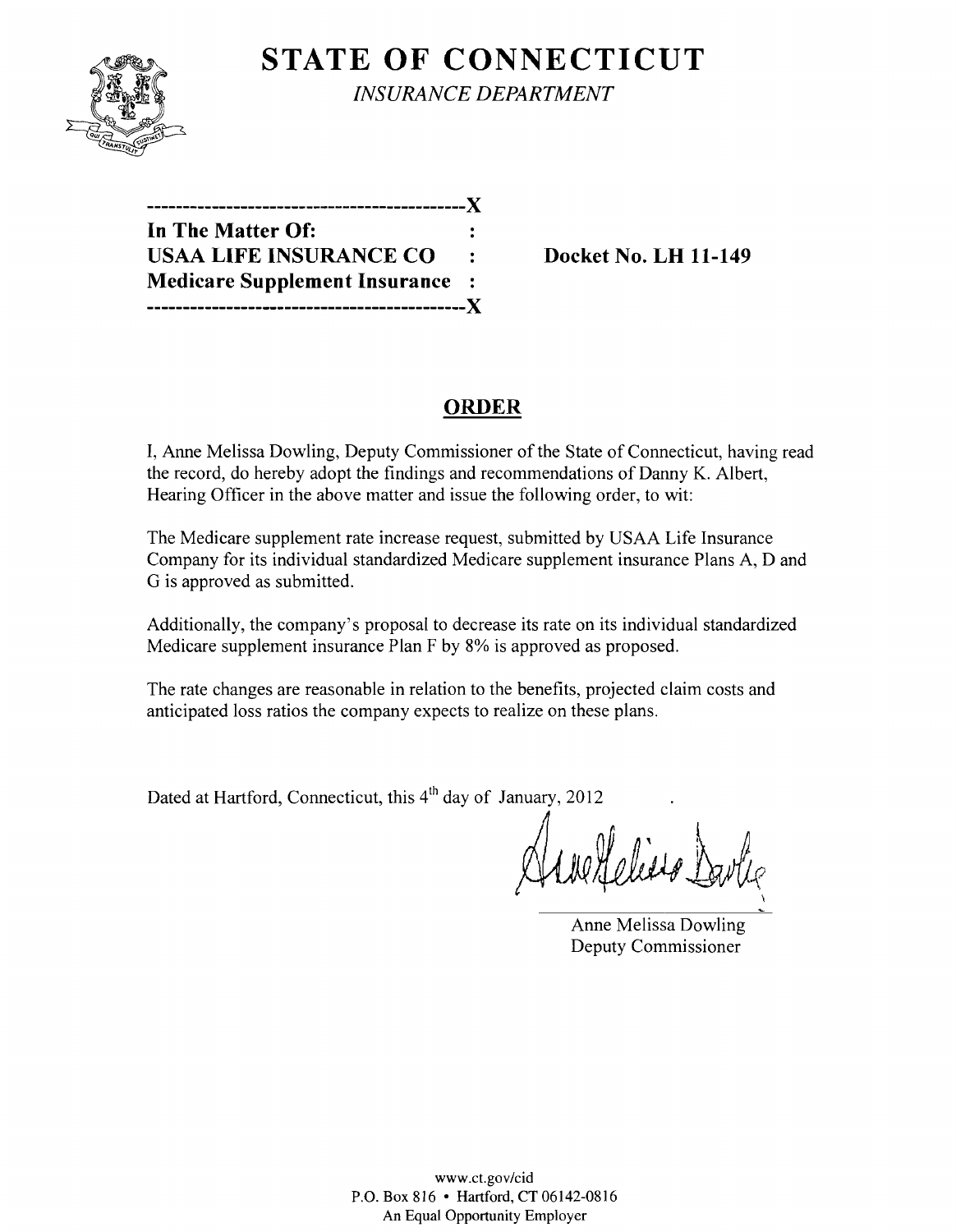# STATE OF CONNECTICUT

*INSURANCE DEPARTMENT*

-------------------------------------------X
**In The Matter Of:** :
**USAA LIFE INSURANCE CO** : **Docket No. LH 11-149**
**Medicare Supplement Insurance** :
-------------------------------------------X

## ORDER

I, Anne Melissa Dowling, Deputy Commissioner of the State of Connecticut, having read the record, do hereby adopt the findings and recommendations of Danny K. Albert, Hearing Officer in the above matter and issue the following order, to wit:

The Medicare supplement rate increase request, submitted by USAA Life Insurance Company for its individual standardized Medicare supplement insurance Plans A, D and G is approved as submitted.

Additionally, the company's proposal to decrease its rate on its individual standardized Medicare supplement insurance Plan F by 8% is approved as proposed.

The rate changes are reasonable in relation to the benefits, projected claim costs and anticipated loss ratios the company expects to realize on these plans.

Dated at Hartford, Connecticut, this 4th day of January, 2012

Anne Melissa Dowling
Deputy Commissioner

www.ct.gov/cid
P.O. Box 816 • Hartford, CT 06142-0816
An Equal Opportunity Employer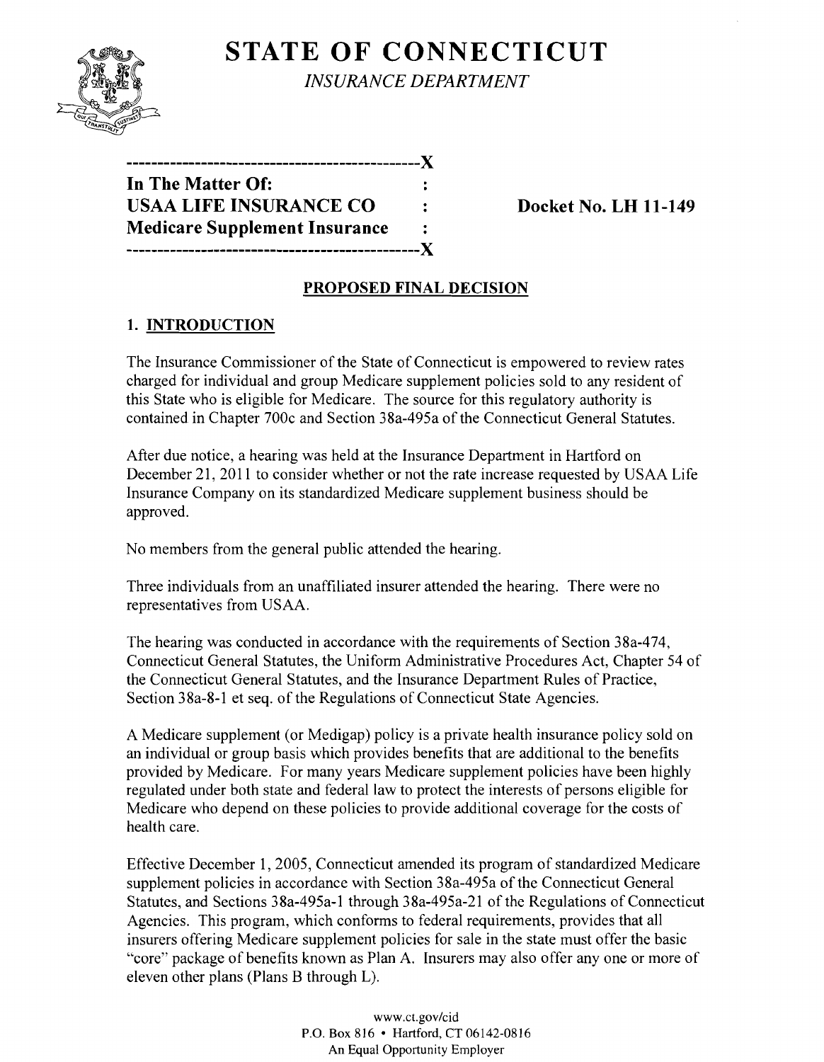# STATE OF CONNECTICUT

*INSURANCE DEPARTMENT*

```
----------------------------------------------X
In The Matter Of:                             :
USAA LIFE INSURANCE CO                        :     Docket No. LH 11-149
Medicare Supplement Insurance                 :
----------------------------------------------X
```

## PROPOSED FINAL DECISION

### 1. INTRODUCTION

The Insurance Commissioner of the State of Connecticut is empowered to review rates charged for individual and group Medicare supplement policies sold to any resident of this State who is eligible for Medicare. The source for this regulatory authority is contained in Chapter 700c and Section 38a-495a of the Connecticut General Statutes.

After due notice, a hearing was held at the Insurance Department in Hartford on December 21, 2011 to consider whether or not the rate increase requested by USAA Life Insurance Company on its standardized Medicare supplement business should be approved.

No members from the general public attended the hearing.

Three individuals from an unaffiliated insurer attended the hearing. There were no representatives from USAA.

The hearing was conducted in accordance with the requirements of Section 38a-474, Connecticut General Statutes, the Uniform Administrative Procedures Act, Chapter 54 of the Connecticut General Statutes, and the Insurance Department Rules of Practice, Section 38a-8-1 et seq. of the Regulations of Connecticut State Agencies.

A Medicare supplement (or Medigap) policy is a private health insurance policy sold on an individual or group basis which provides benefits that are additional to the benefits provided by Medicare. For many years Medicare supplement policies have been highly regulated under both state and federal law to protect the interests of persons eligible for Medicare who depend on these policies to provide additional coverage for the costs of health care.

Effective December 1, 2005, Connecticut amended its program of standardized Medicare supplement policies in accordance with Section 38a-495a of the Connecticut General Statutes, and Sections 38a-495a-1 through 38a-495a-21 of the Regulations of Connecticut Agencies. This program, which conforms to federal requirements, provides that all insurers offering Medicare supplement policies for sale in the state must offer the basic "core" package of benefits known as Plan A. Insurers may also offer any one or more of eleven other plans (Plans B through L).

www.ct.gov/cid
P.O. Box 816 • Hartford, CT 06142-0816
An Equal Opportunity Employer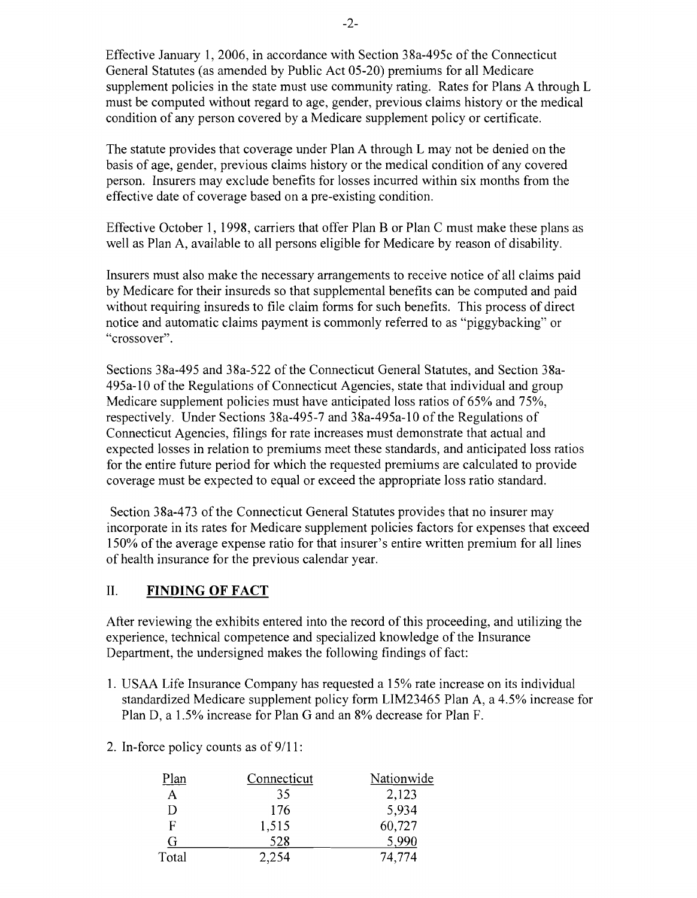Effective January 1, 2006, in accordance with Section 38a-495c of the Connecticut General Statutes (as amended by Public Act 05-20) premiums for all Medicare supplement policies in the state must use community rating. Rates for Plans A through L must be computed without regard to age, gender, previous claims history or the medical condition of any person covered by a Medicare supplement policy or certificate.

The statute provides that coverage under Plan A through L may not be denied on the basis of age, gender, previous claims history or the medical condition of any covered person. Insurers may exclude benefits for losses incurred within six months from the effective date of coverage based on a pre-existing condition.

Effective October 1, 1998, carriers that offer Plan B or Plan C must make these plans as well as Plan A, available to all persons eligible for Medicare by reason of disability.

Insurers must also make the necessary arrangements to receive notice of all claims paid by Medicare for their insureds so that supplemental benefits can be computed and paid without requiring insureds to file claim forms for such benefits. This process of direct notice and automatic claims payment is commonly referred to as "piggybacking" or "crossover".

Sections 38a-495 and 38a-522 of the Connecticut General Statutes, and Section 38a-495a-10 of the Regulations of Connecticut Agencies, state that individual and group Medicare supplement policies must have anticipated loss ratios of 65% and 75%, respectively. Under Sections 38a-495-7 and 38a-495a-10 of the Regulations of Connecticut Agencies, filings for rate increases must demonstrate that actual and expected losses in relation to premiums meet these standards, and anticipated loss ratios for the entire future period for which the requested premiums are calculated to provide coverage must be expected to equal or exceed the appropriate loss ratio standard.

Section 38a-473 of the Connecticut General Statutes provides that no insurer may incorporate in its rates for Medicare supplement policies factors for expenses that exceed 150% of the average expense ratio for that insurer's entire written premium for all lines of health insurance for the previous calendar year.

## II. FINDING OF FACT

After reviewing the exhibits entered into the record of this proceeding, and utilizing the experience, technical competence and specialized knowledge of the Insurance Department, the undersigned makes the following findings of fact:

1. USAA Life Insurance Company has requested a 15% rate increase on its individual standardized Medicare supplement policy form LIM23465 Plan A, a 4.5% increase for Plan D, a 1.5% increase for Plan G and an 8% decrease for Plan F.

2. In-force policy counts as of 9/11:

| Plan | Connecticut | Nationwide |
|---|---|---|
| A | 35 | 2,123 |
| D | 176 | 5,934 |
| F | 1,515 | 60,727 |
| G | 528 | 5,990 |
| Total | 2,254 | 74,774 |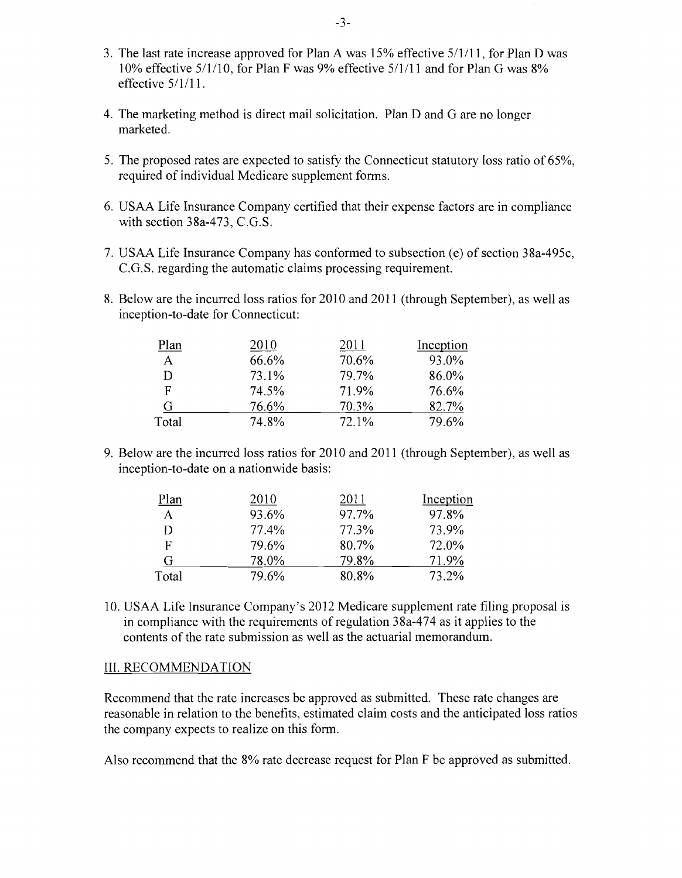3. The last rate increase approved for Plan A was 15% effective 5/1/11, for Plan D was 10% effective 5/1/10, for Plan F was 9% effective 5/1/11 and for Plan G was 8% effective 5/1/11.

4. The marketing method is direct mail solicitation. Plan D and G are no longer marketed.

5. The proposed rates are expected to satisfy the Connecticut statutory loss ratio of 65%, required of individual Medicare supplement forms.

6. USAA Life Insurance Company certified that their expense factors are in compliance with section 38a-473, C.G.S.

7. USAA Life Insurance Company has conformed to subsection (e) of section 38a-495c, C.G.S. regarding the automatic claims processing requirement.

8. Below are the incurred loss ratios for 2010 and 2011 (through September), as well as inception-to-date for Connecticut:

| Plan | 2010 | 2011 | Inception |
|---|---|---|---|
| A | 66.6% | 70.6% | 93.0% |
| D | 73.1% | 79.7% | 86.0% |
| F | 74.5% | 71.9% | 76.6% |
| G | 76.6% | 70.3% | 82.7% |
| Total | 74.8% | 72.1% | 79.6% |

9. Below are the incurred loss ratios for 2010 and 2011 (through September), as well as inception-to-date on a nationwide basis:

| Plan | 2010 | 2011 | Inception |
|---|---|---|---|
| A | 93.6% | 97.7% | 97.8% |
| D | 77.4% | 77.3% | 73.9% |
| F | 79.6% | 80.7% | 72.0% |
| G | 78.0% | 79.8% | 71.9% |
| Total | 79.6% | 80.8% | 73.2% |

10. USAA Life Insurance Company's 2012 Medicare supplement rate filing proposal is in compliance with the requirements of regulation 38a-474 as it applies to the contents of the rate submission as well as the actuarial memorandum.

## III. RECOMMENDATION

Recommend that the rate increases be approved as submitted. These rate changes are reasonable in relation to the benefits, estimated claim costs and the anticipated loss ratios the company expects to realize on this form.

Also recommend that the 8% rate decrease request for Plan F be approved as submitted.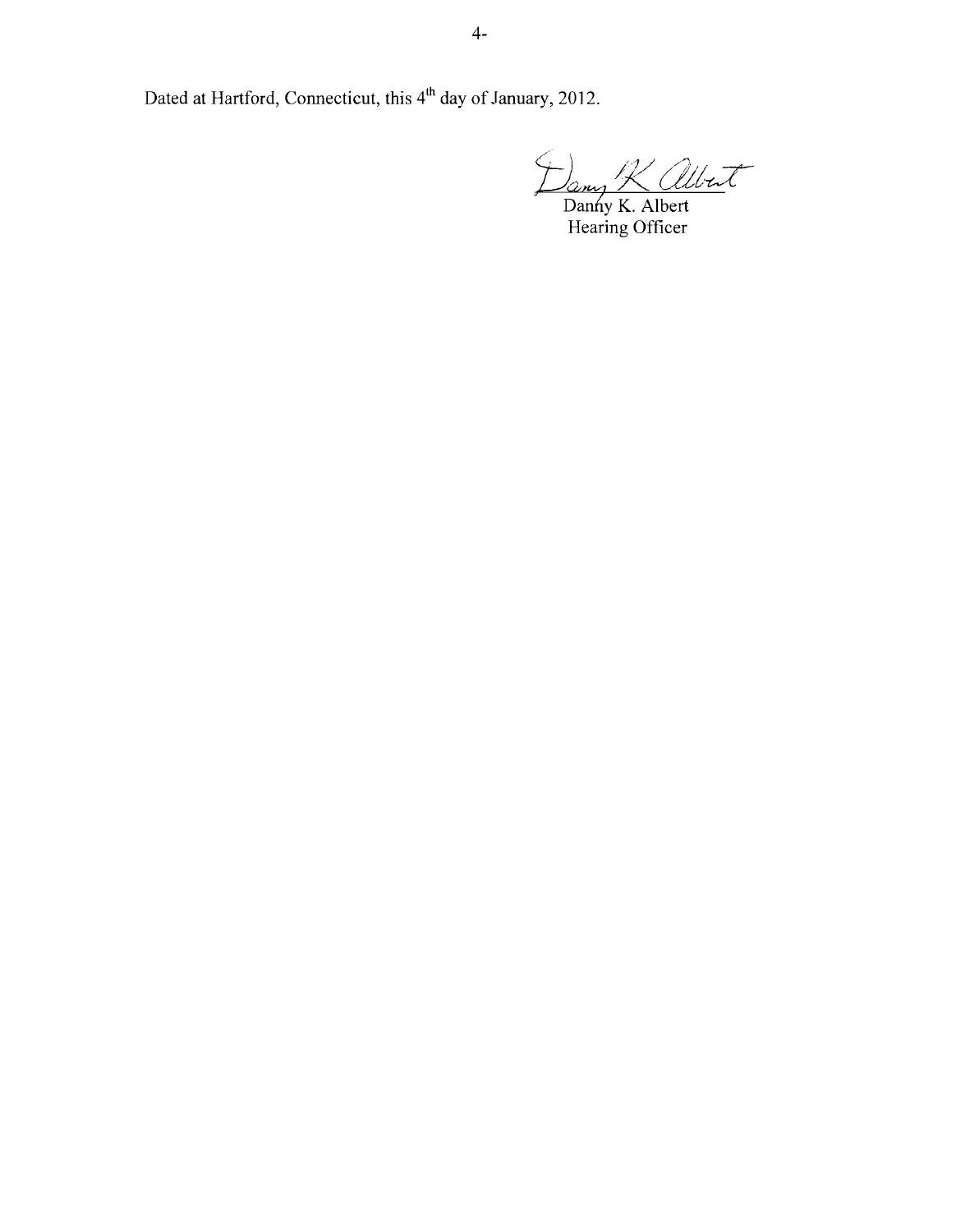Dated at Hartford, Connecticut, this 4th day of January, 2012.

Danny K. Albert
Hearing Officer